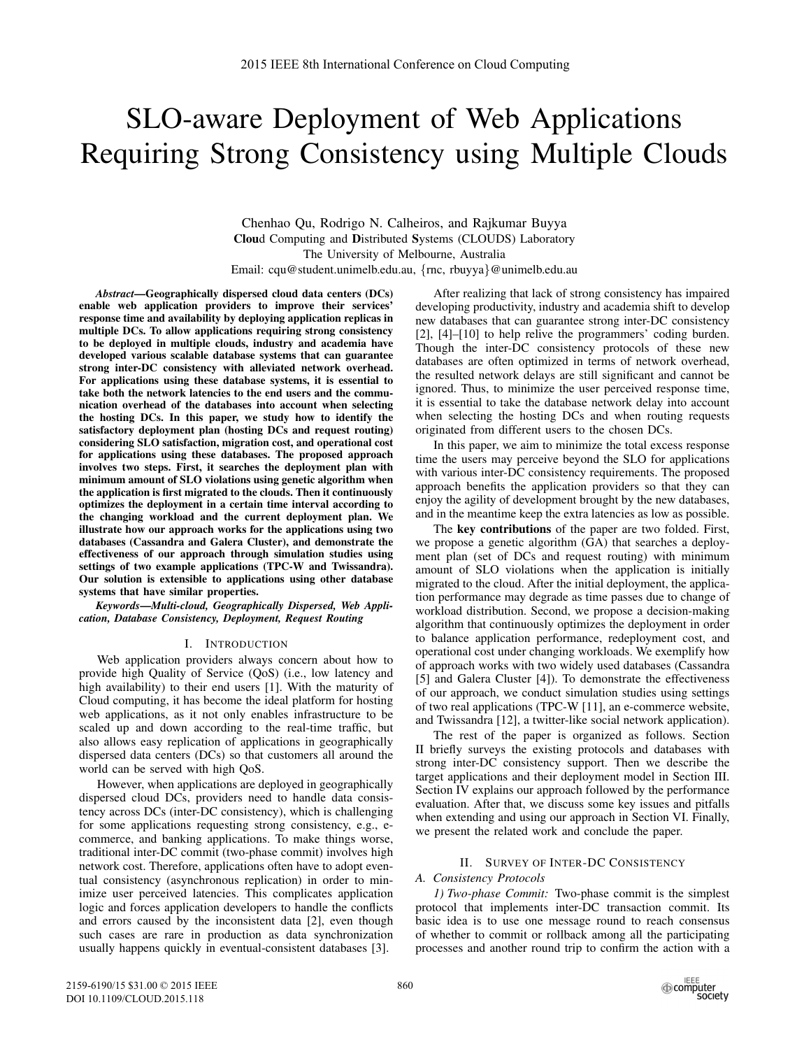# SLO-aware Deployment of Web Applications Requiring Strong Consistency using Multiple Clouds

Chenhao Qu, Rodrigo N. Calheiros, and Rajkumar Buyya
**Clou**d Computing and **D**istributed **S**ystems (CLOUDS) Laboratory
The University of Melbourne, Australia
Email: cqu@student.unimelb.edu.au, {rnc, rbuyya}@unimelb.edu.au

***Abstract*—Geographically dispersed cloud data centers (DCs) enable web application providers to improve their services' response time and availability by deploying application replicas in multiple DCs. To allow applications requiring strong consistency to be deployed in multiple clouds, industry and academia have developed various scalable database systems that can guarantee strong inter-DC consistency with alleviated network overhead. For applications using these database systems, it is essential to take both the network latencies to the end users and the communication overhead of the databases into account when selecting the hosting DCs. In this paper, we study how to identify the satisfactory deployment plan (hosting DCs and request routing) considering SLO satisfaction, migration cost, and operational cost for applications using these databases. The proposed approach involves two steps. First, it searches the deployment plan with minimum amount of SLO violations using genetic algorithm when the application is first migrated to the clouds. Then it continuously optimizes the deployment in a certain time interval according to the changing workload and the current deployment plan. We illustrate how our approach works for the applications using two databases (Cassandra and Galera Cluster), and demonstrate the effectiveness of our approach through simulation studies using settings of two example applications (TPC-W and Twissandra). Our solution is extensible to applications using other database systems that have similar properties.**

***Keywords*—*Multi-cloud, Geographically Dispersed, Web Application, Database Consistency, Deployment, Request Routing***

## I. Introduction

Web application providers always concern about how to provide high Quality of Service (QoS) (i.e., low latency and high availability) to their end users [1]. With the maturity of Cloud computing, it has become the ideal platform for hosting web applications, as it not only enables infrastructure to be scaled up and down according to the real-time traffic, but also allows easy replication of applications in geographically dispersed data centers (DCs) so that customers all around the world can be served with high QoS.

However, when applications are deployed in geographically dispersed cloud DCs, providers need to handle data consistency across DCs (inter-DC consistency), which is challenging for some applications requesting strong consistency, e.g., e-commerce, and banking applications. To make things worse, traditional inter-DC commit (two-phase commit) involves high network cost. Therefore, applications often have to adopt eventual consistency (asynchronous replication) in order to minimize user perceived latencies. This complicates application logic and forces application developers to handle the conflicts and errors caused by the inconsistent data [2], even though such cases are rare in production as data synchronization usually happens quickly in eventual-consistent databases [3].

After realizing that lack of strong consistency has impaired developing productivity, industry and academia shift to develop new databases that can guarantee strong inter-DC consistency [2], [4]–[10] to help relive the programmers' coding burden. Though the inter-DC consistency protocols of these new databases are often optimized in terms of network overhead, the resulted network delays are still significant and cannot be ignored. Thus, to minimize the user perceived response time, it is essential to take the database network delay into account when selecting the hosting DCs and when routing requests originated from different users to the chosen DCs.

In this paper, we aim to minimize the total excess response time the users may perceive beyond the SLO for applications with various inter-DC consistency requirements. The proposed approach benefits the application providers so that they can enjoy the agility of development brought by the new databases, and in the meantime keep the extra latencies as low as possible.

The **key contributions** of the paper are two folded. First, we propose a genetic algorithm (GA) that searches a deployment plan (set of DCs and request routing) with minimum amount of SLO violations when the application is initially migrated to the cloud. After the initial deployment, the application performance may degrade as time passes due to change of workload distribution. Second, we propose a decision-making algorithm that continuously optimizes the deployment in order to balance application performance, redeployment cost, and operational cost under changing workloads. We exemplify how of approach works with two widely used databases (Cassandra [5] and Galera Cluster [4]). To demonstrate the effectiveness of our approach, we conduct simulation studies using settings of two real applications (TPC-W [11], an e-commerce website, and Twissandra [12], a twitter-like social network application).

The rest of the paper is organized as follows. Section II briefly surveys the existing protocols and databases with strong inter-DC consistency support. Then we describe the target applications and their deployment model in Section III. Section IV explains our approach followed by the performance evaluation. After that, we discuss some key issues and pitfalls when extending and using our approach in Section VI. Finally, we present the related work and conclude the paper.

## II. Survey of Inter-DC Consistency

### A. Consistency Protocols

*1) Two-phase Commit:* Two-phase commit is the simplest protocol that implements inter-DC transaction commit. Its basic idea is to use one message round to reach consensus of whether to commit or rollback among all the participating processes and another round trip to confirm the action with a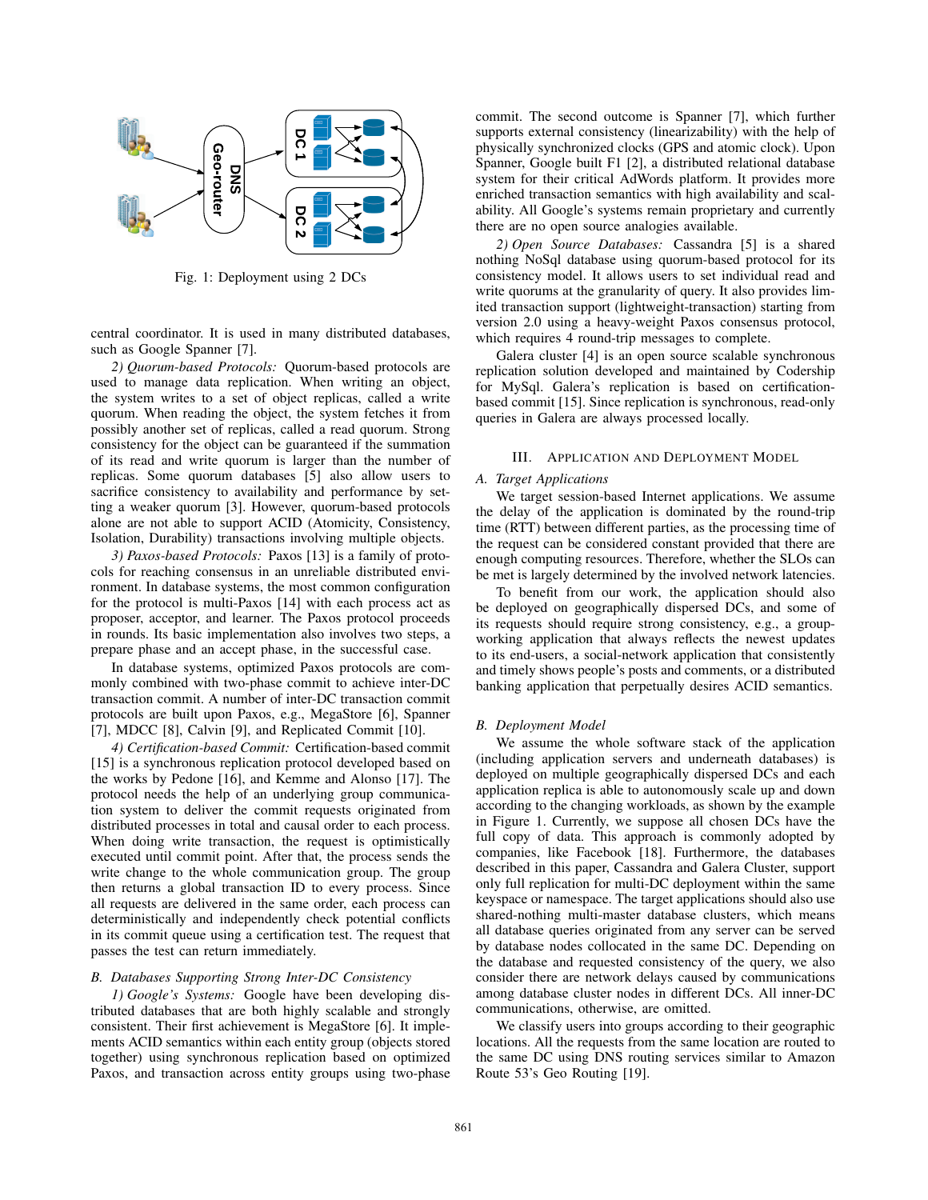Fig. 1: Deployment using 2 DCs

central coordinator. It is used in many distributed databases, such as Google Spanner [7].

*2) Quorum-based Protocols:* Quorum-based protocols are used to manage data replication. When writing an object, the system writes to a set of object replicas, called a write quorum. When reading the object, the system fetches it from possibly another set of replicas, called a read quorum. Strong consistency for the object can be guaranteed if the summation of its read and write quorum is larger than the number of replicas. Some quorum databases [5] also allow users to sacrifice consistency to availability and performance by setting a weaker quorum [3]. However, quorum-based protocols alone are not able to support ACID (Atomicity, Consistency, Isolation, Durability) transactions involving multiple objects.

*3) Paxos-based Protocols:* Paxos [13] is a family of protocols for reaching consensus in an unreliable distributed environment. In database systems, the most common configuration for the protocol is multi-Paxos [14] with each process act as proposer, acceptor, and learner. The Paxos protocol proceeds in rounds. Its basic implementation also involves two steps, a prepare phase and an accept phase, in the successful case.

In database systems, optimized Paxos protocols are commonly combined with two-phase commit to achieve inter-DC transaction commit. A number of inter-DC transaction commit protocols are built upon Paxos, e.g., MegaStore [6], Spanner [7], MDCC [8], Calvin [9], and Replicated Commit [10].

*4) Certification-based Commit:* Certification-based commit [15] is a synchronous replication protocol developed based on the works by Pedone [16], and Kemme and Alonso [17]. The protocol needs the help of an underlying group communication system to deliver the commit requests originated from distributed processes in total and causal order to each process. When doing write transaction, the request is optimistically executed until commit point. After that, the process sends the write change to the whole communication group. The group then returns a global transaction ID to every process. Since all requests are delivered in the same order, each process can deterministically and independently check potential conflicts in its commit queue using a certification test. The request that passes the test can return immediately.

### B. Databases Supporting Strong Inter-DC Consistency

*1) Google's Systems:* Google have been developing distributed databases that are both highly scalable and strongly consistent. Their first achievement is MegaStore [6]. It implements ACID semantics within each entity group (objects stored together) using synchronous replication based on optimized Paxos, and transaction across entity groups using two-phase commit. The second outcome is Spanner [7], which further supports external consistency (linearizability) with the help of physically synchronized clocks (GPS and atomic clock). Upon Spanner, Google built F1 [2], a distributed relational database system for their critical AdWords platform. It provides more enriched transaction semantics with high availability and scalability. All Google's systems remain proprietary and currently there are no open source analogies available.

*2) Open Source Databases:* Cassandra [5] is a shared nothing NoSql database using quorum-based protocol for its consistency model. It allows users to set individual read and write quorums at the granularity of query. It also provides limited transaction support (lightweight-transaction) starting from version 2.0 using a heavy-weight Paxos consensus protocol, which requires 4 round-trip messages to complete.

Galera cluster [4] is an open source scalable synchronous replication solution developed and maintained by Codership for MySql. Galera's replication is based on certification-based commit [15]. Since replication is synchronous, read-only queries in Galera are always processed locally.

## III. Application and Deployment Model

### A. Target Applications

We target session-based Internet applications. We assume the delay of the application is dominated by the round-trip time (RTT) between different parties, as the processing time of the request can be considered constant provided that there are enough computing resources. Therefore, whether the SLOs can be met is largely determined by the involved network latencies.

To benefit from our work, the application should also be deployed on geographically dispersed DCs, and some of its requests should require strong consistency, e.g., a group-working application that always reflects the newest updates to its end-users, a social-network application that consistently and timely shows people's posts and comments, or a distributed banking application that perpetually desires ACID semantics.

### B. Deployment Model

We assume the whole software stack of the application (including application servers and underneath databases) is deployed on multiple geographically dispersed DCs and each application replica is able to autonomously scale up and down according to the changing workloads, as shown by the example in Figure 1. Currently, we suppose all chosen DCs have the full copy of data. This approach is commonly adopted by companies, like Facebook [18]. Furthermore, the databases described in this paper, Cassandra and Galera Cluster, support only full replication for multi-DC deployment within the same keyspace or namespace. The target applications should also use shared-nothing multi-master database clusters, which means all database queries originated from any server can be served by database nodes collocated in the same DC. Depending on the database and requested consistency of the query, we also consider there are network delays caused by communications among database cluster nodes in different DCs. All inner-DC communications, otherwise, are omitted.

We classify users into groups according to their geographic locations. All the requests from the same location are routed to the same DC using DNS routing services similar to Amazon Route 53's Geo Routing [19].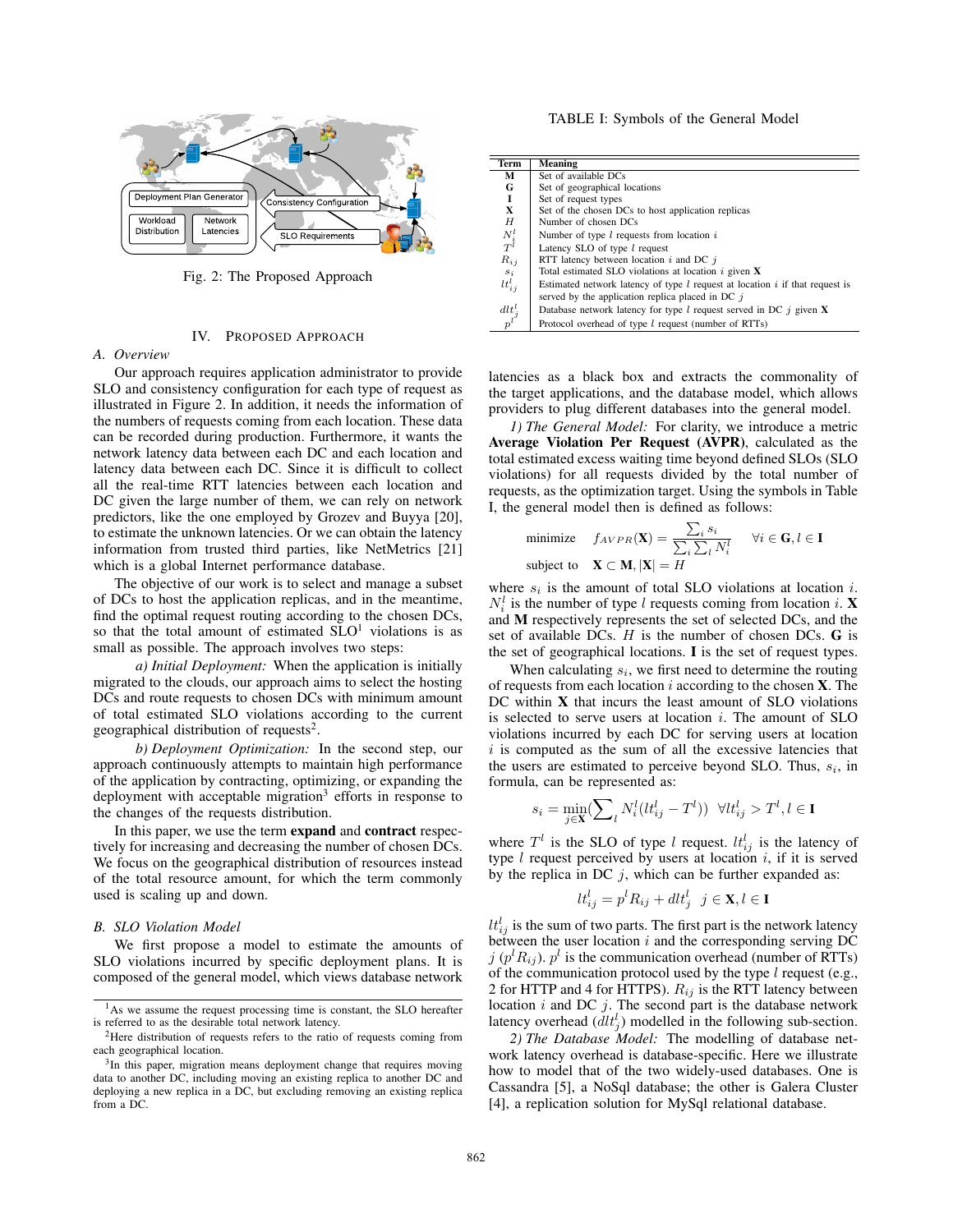Fig. 2: The Proposed Approach

## IV. Proposed Approach

### A. Overview

Our approach requires application administrator to provide SLO and consistency configuration for each type of request as illustrated in Figure 2. In addition, it needs the information of the numbers of requests coming from each location. These data can be recorded during production. Furthermore, it wants the network latency data between each DC and each location and latency data between each DC. Since it is difficult to collect all the real-time RTT latencies between each location and DC given the large number of them, we can rely on network predictors, like the one employed by Grozev and Buyya [20], to estimate the unknown latencies. Or we can obtain the latency information from trusted third parties, like NetMetrics [21] which is a global Internet performance database.

The objective of our work is to select and manage a subset of DCs to host the application replicas, and in the meantime, find the optimal request routing according to the chosen DCs, so that the total amount of estimated SLO[1] violations is as small as possible. The approach involves two steps:

*a) Initial Deployment:* When the application is initially migrated to the clouds, our approach aims to select the hosting DCs and route requests to chosen DCs with minimum amount of total estimated SLO violations according to the current geographical distribution of requests[2].

*b) Deployment Optimization:* In the second step, our approach continuously attempts to maintain high performance of the application by contracting, optimizing, or expanding the deployment with acceptable migration[3] efforts in response to the changes of the requests distribution.

In this paper, we use the term **expand** and **contract** respectively for increasing and decreasing the number of chosen DCs. We focus on the geographical distribution of resources instead of the total resource amount, for which the term commonly used is scaling up and down.

### B. SLO Violation Model

We first propose a model to estimate the amounts of SLO violations incurred by specific deployment plans. It is composed of the general model, which views database network latencies as a black box and extracts the commonality of the target applications, and the database model, which allows providers to plug different databases into the general model.

[1] As we assume the request processing time is constant, the SLO hereafter is referred to as the desirable total network latency.

[2] Here distribution of requests refers to the ratio of requests coming from each geographical location.

[3] In this paper, migration means deployment change that requires moving data to another DC, including moving an existing replica to another DC and deploying a new replica in a DC, but excluding removing an existing replica from a DC.

TABLE I: Symbols of the General Model

| Term | Meaning |
|---|---|
| $\mathbf{M}$ | Set of available DCs |
| $\mathbf{G}$ | Set of geographical locations |
| $\mathbf{I}$ | Set of request types |
| $\mathbf{X}$ | Set of the chosen DCs to host application replicas |
| $H$ | Number of chosen DCs |
| $N_i^l$ | Number of type $l$ requests from location $i$ |
| $T^l$ | Latency SLO of type $l$ request |
| $R_{ij}$ | RTT latency between location $i$ and DC $j$ |
| $s_i$ | Total estimated SLO violations at location $i$ given $\mathbf{X}$ |
| $lt_{ij}^l$ | Estimated network latency of type $l$ request at location $i$ if that request is served by the application replica placed in DC $j$ |
| $dlt_j^l$ | Database network latency for type $l$ request served in DC $j$ given $\mathbf{X}$ |
| $p^l$ | Protocol overhead of type $l$ request (number of RTTs) |

*1) The General Model:* For clarity, we introduce a metric **Average Violation Per Request (AVPR)**, calculated as the total estimated excess waiting time beyond defined SLOs (SLO violations) for all requests divided by the total number of requests, as the optimization target. Using the symbols in Table I, the general model then is defined as follows:

$$\text{minimize} \quad f_{AVPR}(\mathbf{X}) = \frac{\sum_i s_i}{\sum_i \sum_l N_i^l} \quad \forall i \in \mathbf{G}, l \in \mathbf{I}$$

$$\text{subject to} \quad \mathbf{X} \subset \mathbf{M}, |\mathbf{X}| = H$$

where $s_i$ is the amount of total SLO violations at location $i$. $N_i^l$ is the number of type $l$ requests coming from location $i$. $\mathbf{X}$ and $\mathbf{M}$ respectively represents the set of selected DCs, and the set of available DCs. $H$ is the number of chosen DCs. $\mathbf{G}$ is the set of geographical locations. $\mathbf{I}$ is the set of request types.

When calculating $s_i$, we first need to determine the routing of requests from each location $i$ according to the chosen $\mathbf{X}$. The DC within $\mathbf{X}$ that incurs the least amount of SLO violations is selected to serve users at location $i$. The amount of SLO violations incurred by each DC for serving users at location $i$ is computed as the sum of all the excessive latencies that the users are estimated to perceive beyond SLO. Thus, $s_i$, in formula, can be represented as:

$$s_i = \min_{j \in \mathbf{X}} \left( \sum_l N_i^l (lt_{ij}^l - T^l) \right) \quad \forall lt_{ij}^l > T^l, l \in \mathbf{I}$$

where $T^l$ is the SLO of type $l$ request. $lt_{ij}^l$ is the latency of type $l$ request perceived by users at location $i$, if it is served by the replica in DC $j$, which can be further expanded as:

$$lt_{ij}^l = p^l R_{ij} + dlt_j^l \quad j \in \mathbf{X}, l \in \mathbf{I}$$

$lt_{ij}^l$ is the sum of two parts. The first part is the network latency between the user location $i$ and the corresponding serving DC $j$ ($p^l R_{ij}$). $p^l$ is the communication overhead (number of RTTs) of the communication protocol used by the type $l$ request (e.g., 2 for HTTP and 4 for HTTPS). $R_{ij}$ is the RTT latency between location $i$ and DC $j$. The second part is the database network latency overhead ($dlt_j^l$) modelled in the following sub-section.

*2) The Database Model:* The modelling of database network latency overhead is database-specific. Here we illustrate how to model that of the two widely-used databases. One is Cassandra [5], a NoSql database; the other is Galera Cluster [4], a replication solution for MySql relational database.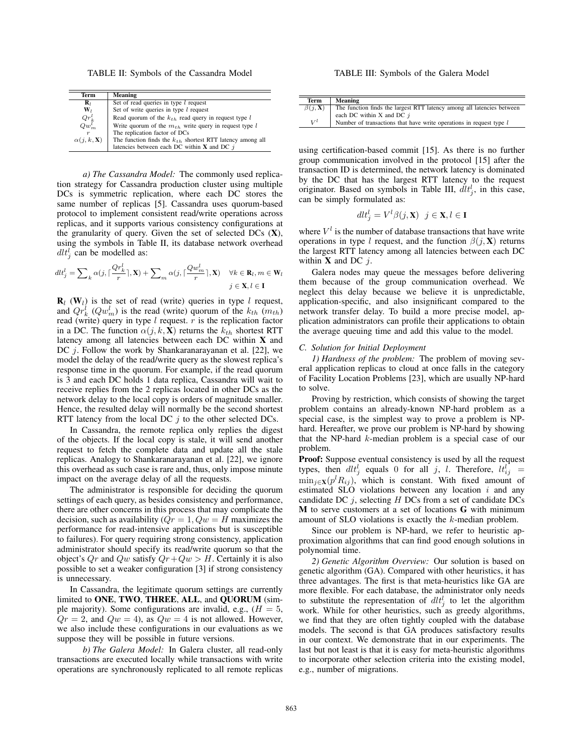TABLE II: Symbols of the Cassandra Model

| Term | Meaning |
|---|---|
| $\mathbf{R}_l$ | Set of read queries in type $l$ request |
| $\mathbf{W}_l$ | Set of write queries in type $l$ request |
| $Qr^l_k$ | Read quorum of the $k_{th}$ read query in request type $l$ |
| $Qw^l_m$ | Write quorum of the $m_{th}$ write query in request type $l$ |
| $r$ | The replication factor of DCs |
| $\alpha(j, k, \mathbf{X})$ | The function finds the $k_{th}$ shortest RTT latency among all latencies between each DC within $\mathbf{X}$ and DC $j$ |

*a) The Cassandra Model:* The commonly used replication strategy for Cassandra production cluster using multiple DCs is symmetric replication, where each DC stores the same number of replicas [5]. Cassandra uses quorum-based protocol to implement consistent read/write operations across replicas, and it supports various consistency configurations at the granularity of query. Given the set of selected DCs ($\mathbf{X}$), using the symbols in Table II, its database network overhead $dlt^l_j$ can be modelled as:

$$dlt^l_j = \sum_k \alpha(j, \lceil \frac{Qr^l_k}{r} \rceil, \mathbf{X}) + \sum_m \alpha(j, \lceil \frac{Qw^l_m}{r} \rceil, \mathbf{X}) \quad \forall k \in \mathbf{R}_l, m \in \mathbf{W}_l$$
$$j \in \mathbf{X}, l \in \mathbf{I}$$

$\mathbf{R}_l$ ($\mathbf{W}_l$) is the set of read (write) queries in type $l$ request, and $Qr^l_k$ ($Qw^l_m$) is the read (write) quorum of the $k_{th}$ ($m_{th}$) read (write) query in type $l$ request. $r$ is the replication factor in a DC. The function $\alpha(j, k, \mathbf{X})$ returns the $k_{th}$ shortest RTT latency among all latencies between each DC within $\mathbf{X}$ and DC $j$. Follow the work by Shankaranarayanan et al. [22], we model the delay of the read/write query as the slowest replica's response time in the quorum. For example, if the read quorum is 3 and each DC holds 1 data replica, Cassandra will wait to receive replies from the 2 replicas located in other DCs as the network delay to the local copy is orders of magnitude smaller. Hence, the resulted delay will normally be the second shortest RTT latency from the local DC $j$ to the other selected DCs.

In Cassandra, the remote replica only replies the digest of the objects. If the local copy is stale, it will send another request to fetch the complete data and update all the stale replicas. Analogy to Shankaranarayanan et al. [22], we ignore this overhead as such case is rare and, thus, only impose minute impact on the average delay of all the requests.

The administrator is responsible for deciding the quorum settings of each query, as besides consistency and performance, there are other concerns in this process that may complicate the decision, such as availability ($Qr = 1, Qw = H$ maximizes the performance for read-intensive applications but is susceptible to failures). For query requiring strong consistency, application administrator should specify its read/write quorum so that the object's $Qr$ and $Qw$ satisfy $Qr+Qw > H$. Certainly it is also possible to set a weaker configuration [3] if strong consistency is unnecessary.

In Cassandra, the legitimate quorum settings are currently limited to **ONE**, **TWO**, **THREE**, **ALL**, and **QUORUM** (simple majority). Some configurations are invalid, e.g., ($H = 5$, $Qr = 2$, and $Qw = 4$), as $Qw = 4$ is not allowed. However, we also include these configurations in our evaluations as we suppose they will be possible in future versions.

*b) The Galera Model:* In Galera cluster, all read-only transactions are executed locally while transactions with write operations are synchronously replicated to all remote replicas using certification-based commit [15]. As there is no further group communication involved in the protocol [15] after the transaction ID is determined, the network latency is dominated by the DC that has the largest RTT latency to the request originator. Based on symbols in Table III, $dlt^l_j$, in this case, can be simply formulated as:

TABLE III: Symbols of the Galera Model

| Term | Meaning |
|---|---|
| $\beta(j, \mathbf{X})$ | The function finds the largest RTT latency among all latencies between each DC within X and DC $j$ |
| $V^l$ | Number of transactions that have write operations in request type $l$ |

$$dlt^l_j = V^l \beta(j, \mathbf{X}) \quad j \in \mathbf{X}, l \in \mathbf{I}$$

where $V^l$ is the number of database transactions that have write operations in type $l$ request, and the function $\beta(j, \mathbf{X})$ returns the largest RTT latency among all latencies between each DC within $\mathbf{X}$ and DC $j$.

Galera nodes may queue the messages before delivering them because of the group communication overhead. We neglect this delay because we believe it is unpredictable, application-specific, and also insignificant compared to the network transfer delay. To build a more precise model, application administrators can profile their applications to obtain the average queuing time and add this value to the model.

### C. Solution for Initial Deployment

*1) Hardness of the problem:* The problem of moving several application replicas to cloud at once falls in the category of Facility Location Problems [23], which are usually NP-hard to solve.

Proving by restriction, which consists of showing the target problem contains an already-known NP-hard problem as a special case, is the simplest way to prove a problem is NP-hard. Hereafter, we prove our problem is NP-hard by showing that the NP-hard $k$-median problem is a special case of our problem.

**Proof:** Suppose eventual consistency is used by all the request types, then $dlt^l_j$ equals 0 for all $j$, $l$. Therefore, $lt^l_{ij} = \min_{j \in \mathbf{X}}(p^l R_{ij})$, which is constant. With fixed amount of estimated SLO violations between any location $i$ and any candidate DC $j$, selecting $H$ DCs from a set of candidate DCs $\mathbf{M}$ to serve customers at a set of locations $\mathbf{G}$ with minimum amount of SLO violations is exactly the $k$-median problem.

Since our problem is NP-hard, we refer to heuristic approximation algorithms that can find good enough solutions in polynomial time.

*2) Genetic Algorithm Overview:* Our solution is based on genetic algorithm (GA). Compared with other heuristics, it has three advantages. The first is that meta-heuristics like GA are more flexible. For each database, the administrator only needs to substitute the representation of $dlt^l_j$ to let the algorithm work. While for other heuristics, such as greedy algorithms, we find that they are often tightly coupled with the database models. The second is that GA produces satisfactory results in our context. We demonstrate that in our experiments. The last but not least is that it is easy for meta-heuristic algorithms to incorporate other selection criteria into the existing model, e.g., number of migrations.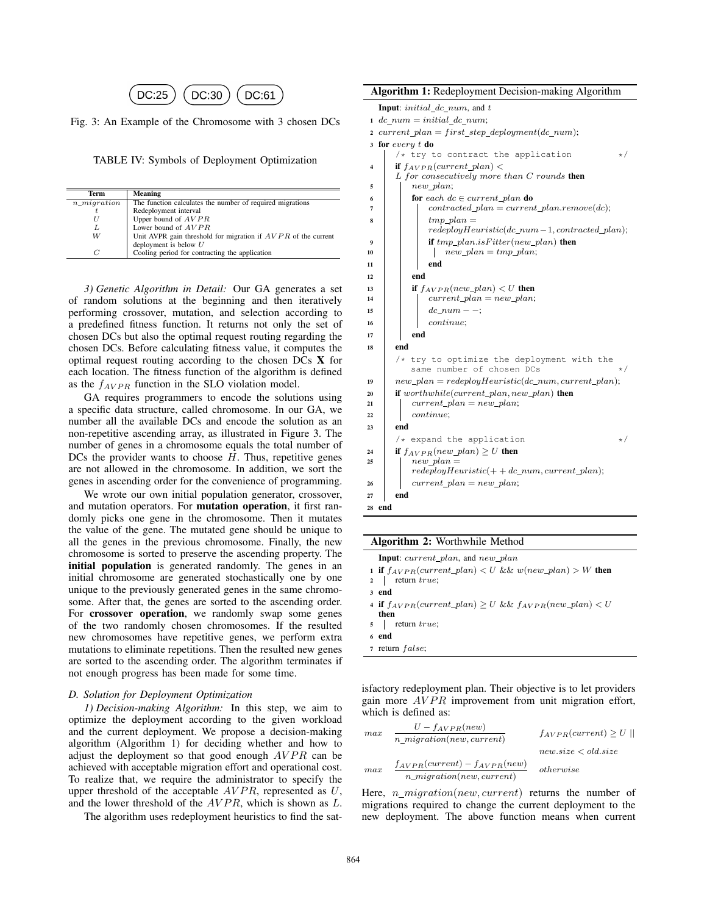DC:25 DC:30 DC:61

Fig. 3: An Example of the Chromosome with 3 chosen DCs

TABLE IV: Symbols of Deployment Optimization

| Term | Meaning |
|---|---|
| $n\_migration$ | The function calculates the number of required migrations |
| $t$ | Redeployment interval |
| $U$ | Upper bound of $AVPR$ |
| $L$ | Lower bound of $AVPR$ |
| $W$ | Unit AVPR gain threshold for migration if $AVPR$ of the current deployment is below $U$ |
| $C$ | Cooling period for contracting the application |

*3) Genetic Algorithm in Detail:* Our GA generates a set of random solutions at the beginning and then iteratively performing crossover, mutation, and selection according to a predefined fitness function. It returns not only the set of chosen DCs but also the optimal request routing regarding the chosen DCs. Before calculating fitness value, it computes the optimal request routing according to the chosen DCs $\mathbf{X}$ for each location. The fitness function of the algorithm is defined as the $f_{AVPR}$ function in the SLO violation model.

GA requires programmers to encode the solutions using a specific data structure, called chromosome. In our GA, we number all the available DCs and encode the solution as an non-repetitive ascending array, as illustrated in Figure 3. The number of genes in a chromosome equals the total number of DCs the provider wants to choose $H$. Thus, repetitive genes are not allowed in the chromosome. In addition, we sort the genes in ascending order for the convenience of programming.

We wrote our own initial population generator, crossover, and mutation operators. For **mutation operation**, it first randomly picks one gene in the chromosome. Then it mutates the value of the gene. The mutated gene should be unique to all the genes in the previous chromosome. Finally, the new chromosome is sorted to preserve the ascending property. The **initial population** is generated randomly. The genes in an initial chromosome are generated stochastically one by one unique to the previously generated genes in the same chromosome. After that, the genes are sorted to the ascending order. For **crossover operation**, we randomly swap some genes of the two randomly chosen chromosomes. If the resulted new chromosomes have repetitive genes, we perform extra mutations to eliminate repetitions. Then the resulted new genes are sorted to the ascending order. The algorithm terminates if not enough progress has been made for some time.

### D. Solution for Deployment Optimization

*1) Decision-making Algorithm:* In this step, we aim to optimize the deployment according to the given workload and the current deployment. We propose a decision-making algorithm (Algorithm 1) for deciding whether and how to adjust the deployment so that good enough $AVPR$ can be achieved with acceptable migration effort and operational cost. To realize that, we require the administrator to specify the upper threshold of the acceptable $AVPR$, represented as $U$, and the lower threshold of the $AVPR$, which is shown as $L$.

The algorithm uses redeployment heuristics to find the satisfactory redeployment plan. Their objective is to let providers gain more $AVPR$ improvement from unit migration effort, which is defined as:

$$
\begin{cases}
max \quad \dfrac{U - f_{AVPR}(new)}{n\_migration(new, current)} & f_{AVPR}(current) \geq U \ || \\
& new.size < old.size \\
max \quad \dfrac{f_{AVPR}(current) - f_{AVPR}(new)}{n\_migration(new, current)} & otherwise
\end{cases}
$$

Here, $n\_migration(new, current)$ returns the number of migrations required to change the current deployment to the new deployment. The above function means when current

**Algorithm 1:** Redeployment Decision-making Algorithm

```
Input: initial_dc_num, and t
1  dc_num = initial_dc_num;
2  current_plan = first_step_deployment(dc_num);
3  for every t do
       /* try to contract the application */
4      if f_AVPR(current_plan) < L for consecutively more than C rounds then
5          new_plan;
6          for each dc ∈ current_plan do
7              contracted_plan = current_plan.remove(dc);
8              tmp_plan = redeployHeuristic(dc_num − 1, contracted_plan);
9              if tmp_plan.isFitter(new_plan) then
10                 new_plan = tmp_plan;
11             end
12         end
13         if f_AVPR(new_plan) < U then
14             current_plan = new_plan;
15             dc_num − −;
16             continue;
17         end
18     end
       /* try to optimize the deployment with the same number of chosen DCs */
19     new_plan = redeployHeuristic(dc_num, current_plan);
20     if worthwhile(current_plan, new_plan) then
21         current_plan = new_plan;
22         continue;
23     end
       /* expand the application */
24     if f_AVPR(new_plan) ≥ U then
25         new_plan = redeployHeuristic(+ + dc_num, current_plan);
26         current_plan = new_plan;
27     end
28 end
```

**Algorithm 2:** Worthwhile Method

```
Input: current_plan, and new_plan
1  if f_AVPR(current_plan) < U && w(new_plan) > W then
2      return true;
3  end
4  if f_AVPR(current_plan) ≥ U && f_AVPR(new_plan) < U then
5      return true;
6  end
7  return false;
```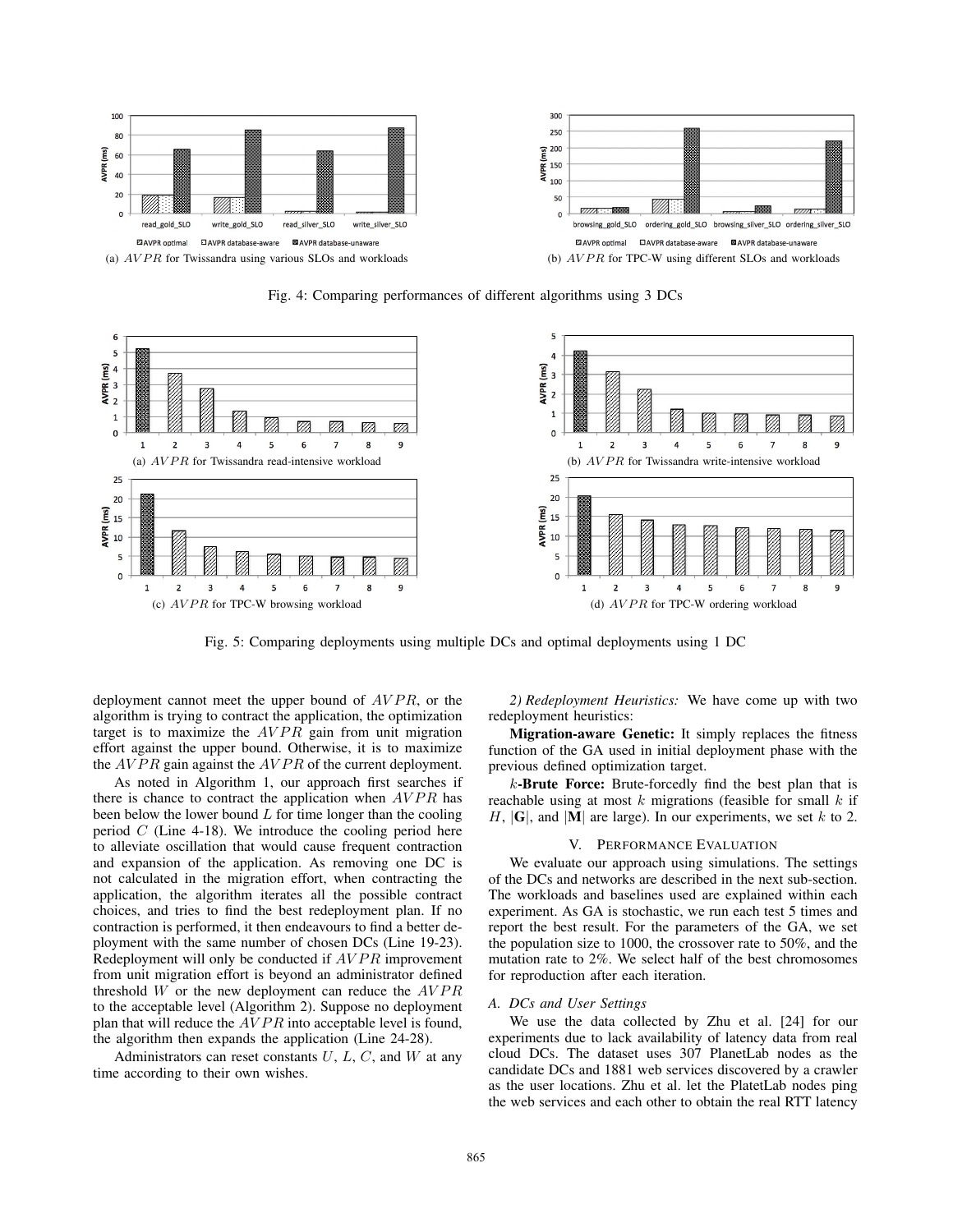(a) $AVPR$ for Twissandra using various SLOs and workloads

(b) $AVPR$ for TPC-W using different SLOs and workloads

Fig. 4: Comparing performances of different algorithms using 3 DCs

(a) $AVPR$ for Twissandra read-intensive workload

(b) $AVPR$ for Twissandra write-intensive workload

(c) $AVPR$ for TPC-W browsing workload

(d) $AVPR$ for TPC-W ordering workload

Fig. 5: Comparing deployments using multiple DCs and optimal deployments using 1 DC

deployment cannot meet the upper bound of $AVPR$, or the algorithm is trying to contract the application, the optimization target is to maximize the $AVPR$ gain from unit migration effort against the upper bound. Otherwise, it is to maximize the $AVPR$ gain against the $AVPR$ of the current deployment.

As noted in Algorithm 1, our approach first searches if there is chance to contract the application when $AVPR$ has been below the lower bound $L$ for time longer than the cooling period $C$ (Line 4-18). We introduce the cooling period here to alleviate oscillation that would cause frequent contraction and expansion of the application. As removing one DC is not calculated in the migration effort, when contracting the application, the algorithm iterates all the possible contract choices, and tries to find the best redeployment plan. If no contraction is performed, it then endeavours to find a better deployment with the same number of chosen DCs (Line 19-23). Redeployment will only be conducted if $AVPR$ improvement from unit migration effort is beyond an administrator defined threshold $W$ or the new deployment can reduce the $AVPR$ to the acceptable level (Algorithm 2). Suppose no deployment plan that will reduce the $AVPR$ into acceptable level is found, the algorithm then expands the application (Line 24-28).

Administrators can reset constants $U$, $L$, $C$, and $W$ at any time according to their own wishes.

*2) Redeployment Heuristics:* We have come up with two redeployment heuristics:

**Migration-aware Genetic:** It simply replaces the fitness function of the GA used in initial deployment phase with the previous defined optimization target.

$k$**-Brute Force:** Brute-forcedly find the best plan that is reachable using at most $k$ migrations (feasible for small $k$ if $H$, $|\mathbf{G}|$, and $|\mathbf{M}|$ are large). In our experiments, we set $k$ to 2.

## V. Performance Evaluation

We evaluate our approach using simulations. The settings of the DCs and networks are described in the next sub-section. The workloads and baselines used are explained within each experiment. As GA is stochastic, we run each test 5 times and report the best result. For the parameters of the GA, we set the population size to 1000, the crossover rate to 50%, and the mutation rate to 2%. We select half of the best chromosomes for reproduction after each iteration.

### A. DCs and User Settings

We use the data collected by Zhu et al. [24] for our experiments due to lack availability of latency data from real cloud DCs. The dataset uses 307 PlanetLab nodes as the candidate DCs and 1881 web services discovered by a crawler as the user locations. Zhu et al. let the PlatetLab nodes ping the web services and each other to obtain the real RTT latency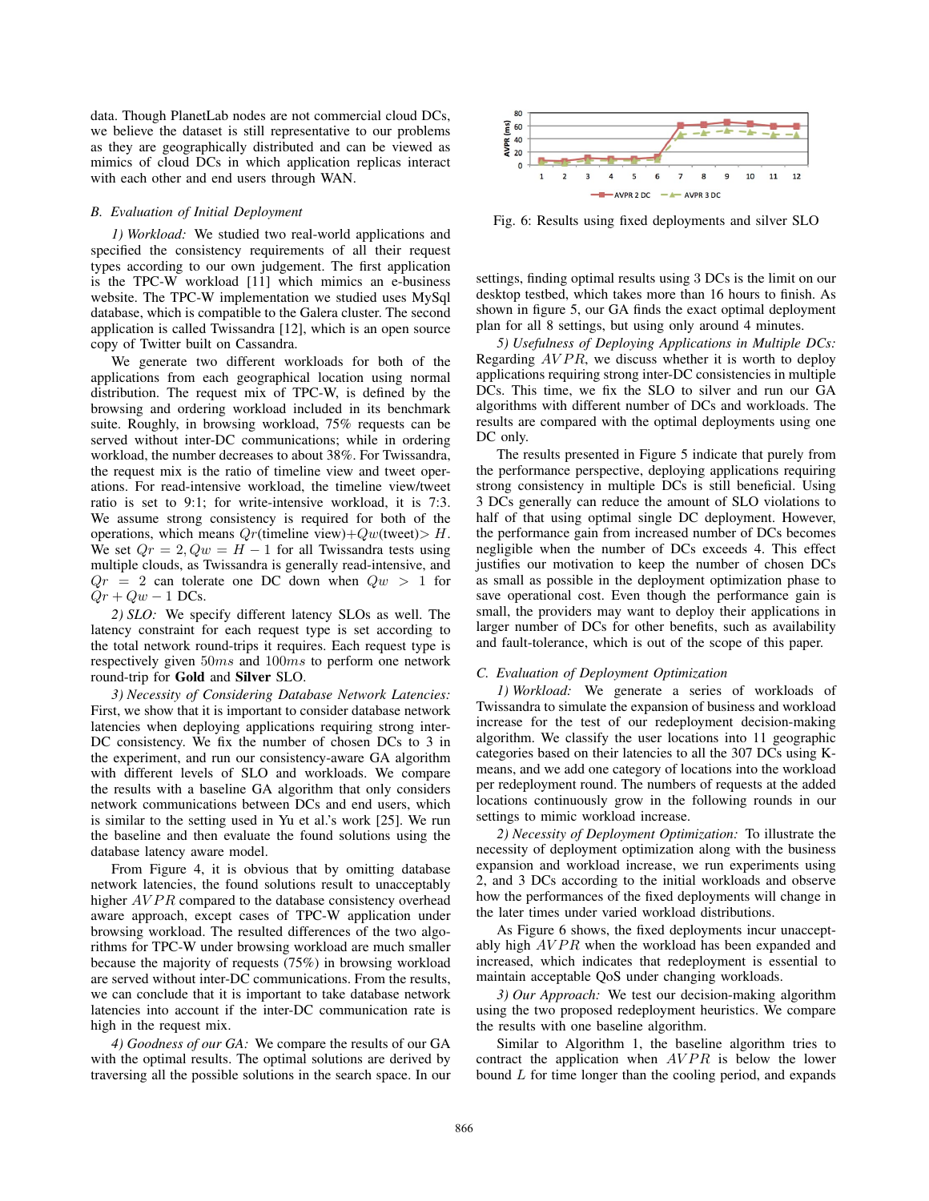data. Though PlanetLab nodes are not commercial cloud DCs, we believe the dataset is still representative to our problems as they are geographically distributed and can be viewed as mimics of cloud DCs in which application replicas interact with each other and end users through WAN.

### *B. Evaluation of Initial Deployment*

*1) Workload:* We studied two real-world applications and specified the consistency requirements of all their request types according to our own judgement. The first application is the TPC-W workload [11] which mimics an e-business website. The TPC-W implementation we studied uses MySql database, which is compatible to the Galera cluster. The second application is called Twissandra [12], which is an open source copy of Twitter built on Cassandra.

We generate two different workloads for both of the applications from each geographical location using normal distribution. The request mix of TPC-W, is defined by the browsing and ordering workload included in its benchmark suite. Roughly, in browsing workload, 75% requests can be served without inter-DC communications; while in ordering workload, the number decreases to about 38%. For Twissandra, the request mix is the ratio of timeline view and tweet operations. For read-intensive workload, the timeline view/tweet ratio is set to 9:1; for write-intensive workload, it is 7:3. We assume strong consistency is required for both of the operations, which means $Qr$(timeline view)+$Qw$(tweet)$> H$. We set $Qr = 2, Qw = H - 1$ for all Twissandra tests using multiple clouds, as Twissandra is generally read-intensive, and $Qr = 2$ can tolerate one DC down when $Qw > 1$ for $Qr + Qw - 1$ DCs.

*2) SLO:* We specify different latency SLOs as well. The latency constraint for each request type is set according to the total network round-trips it requires. Each request type is respectively given $50ms$ and $100ms$ to perform one network round-trip for **Gold** and **Silver** SLO.

*3) Necessity of Considering Database Network Latencies:* First, we show that it is important to consider database network latencies when deploying applications requiring strong inter-DC consistency. We fix the number of chosen DCs to 3 in the experiment, and run our consistency-aware GA algorithm with different levels of SLO and workloads. We compare the results with a baseline GA algorithm that only considers network communications between DCs and end users, which is similar to the setting used in Yu et al.'s work [25]. We run the baseline and then evaluate the found solutions using the database latency aware model.

From Figure 4, it is obvious that by omitting database network latencies, the found solutions result to unacceptably higher $AVPR$ compared to the database consistency overhead aware approach, except cases of TPC-W application under browsing workload. The resulted differences of the two algorithms for TPC-W under browsing workload are much smaller because the majority of requests (75%) in browsing workload are served without inter-DC communications. From the results, we can conclude that it is important to take database network latencies into account if the inter-DC communication rate is high in the request mix.

*4) Goodness of our GA:* We compare the results of our GA with the optimal results. The optimal solutions are derived by traversing all the possible solutions in the search space. In our settings, finding optimal results using 3 DCs is the limit on our desktop testbed, which takes more than 16 hours to finish. As shown in figure 5, our GA finds the exact optimal deployment plan for all 8 settings, but using only around 4 minutes.

Fig. 6: Results using fixed deployments and silver SLO

*5) Usefulness of Deploying Applications in Multiple DCs:* Regarding $AVPR$, we discuss whether it is worth to deploy applications requiring strong inter-DC consistencies in multiple DCs. This time, we fix the SLO to silver and run our GA algorithms with different number of DCs and workloads. The results are compared with the optimal deployments using one DC only.

The results presented in Figure 5 indicate that purely from the performance perspective, deploying applications requiring strong consistency in multiple DCs is still beneficial. Using 3 DCs generally can reduce the amount of SLO violations to half of that using optimal single DC deployment. However, the performance gain from increased number of DCs becomes negligible when the number of DCs exceeds 4. This effect justifies our motivation to keep the number of chosen DCs as small as possible in the deployment optimization phase to save operational cost. Even though the performance gain is small, the providers may want to deploy their applications in larger number of DCs for other benefits, such as availability and fault-tolerance, which is out of the scope of this paper.

### *C. Evaluation of Deployment Optimization*

*1) Workload:* We generate a series of workloads of Twissandra to simulate the expansion of business and workload increase for the test of our redeployment decision-making algorithm. We classify the user locations into 11 geographic categories based on their latencies to all the 307 DCs using K-means, and we add one category of locations into the workload per redeployment round. The numbers of requests at the added locations continuously grow in the following rounds in our settings to mimic workload increase.

*2) Necessity of Deployment Optimization:* To illustrate the necessity of deployment optimization along with the business expansion and workload increase, we run experiments using 2, and 3 DCs according to the initial workloads and observe how the performances of the fixed deployments will change in the later times under varied workload distributions.

As Figure 6 shows, the fixed deployments incur unacceptably high $AVPR$ when the workload has been expanded and increased, which indicates that redeployment is essential to maintain acceptable QoS under changing workloads.

*3) Our Approach:* We test our decision-making algorithm using the two proposed redeployment heuristics. We compare the results with one baseline algorithm.

Similar to Algorithm 1, the baseline algorithm tries to contract the application when $AVPR$ is below the lower bound $L$ for time longer than the cooling period, and expands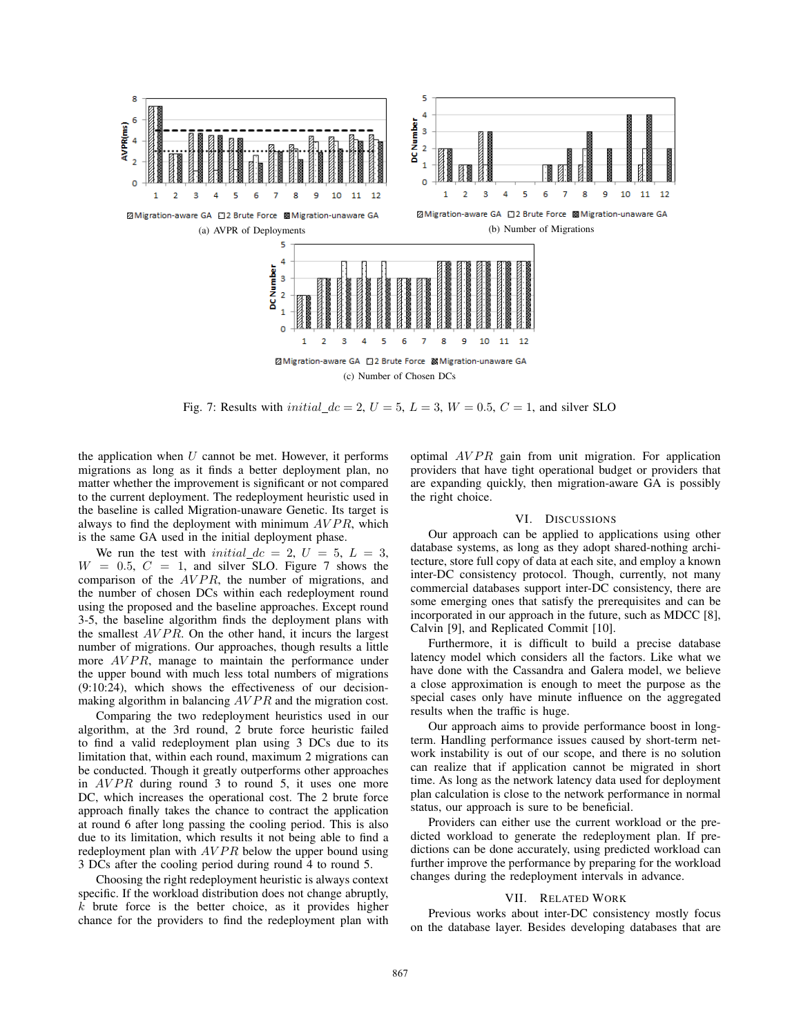(a) AVPR of Deployments

(b) Number of Migrations

(c) Number of Chosen DCs

Fig. 7: Results with $initial\_dc = 2$, $U = 5$, $L = 3$, $W = 0.5$, $C = 1$, and silver SLO

the application when $U$ cannot be met. However, it performs migrations as long as it finds a better deployment plan, no matter whether the improvement is significant or not compared to the current deployment. The redeployment heuristic used in the baseline is called Migration-unaware Genetic. Its target is always to find the deployment with minimum $AVPR$, which is the same GA used in the initial deployment phase.

We run the test with $initial\_dc = 2$, $U = 5$, $L = 3$, $W = 0.5$, $C = 1$, and silver SLO. Figure 7 shows the comparison of the $AVPR$, the number of migrations, and the number of chosen DCs within each redeployment round using the proposed and the baseline approaches. Except round 3-5, the baseline algorithm finds the deployment plans with the smallest $AVPR$. On the other hand, it incurs the largest number of migrations. Our approaches, though results a little more $AVPR$, manage to maintain the performance under the upper bound with much less total numbers of migrations (9:10:24), which shows the effectiveness of our decision-making algorithm in balancing $AVPR$ and the migration cost.

Comparing the two redeployment heuristics used in our algorithm, at the 3rd round, 2 brute force heuristic failed to find a valid redeployment plan using 3 DCs due to its limitation that, within each round, maximum 2 migrations can be conducted. Though it greatly outperforms other approaches in $AVPR$ during round 3 to round 5, it uses one more DC, which increases the operational cost. The 2 brute force approach finally takes the chance to contract the application at round 6 after long passing the cooling period. This is also due to its limitation, which results it not being able to find a redeployment plan with $AVPR$ below the upper bound using 3 DCs after the cooling period during round 4 to round 5.

Choosing the right redeployment heuristic is always context specific. If the workload distribution does not change abruptly, $k$ brute force is the better choice, as it provides higher chance for the providers to find the redeployment plan with optimal $AVPR$ gain from unit migration. For application providers that have tight operational budget or providers that are expanding quickly, then migration-aware GA is possibly the right choice.

## VI. Discussions

Our approach can be applied to applications using other database systems, as long as they adopt shared-nothing architecture, store full copy of data at each site, and employ a known inter-DC consistency protocol. Though, currently, not many commercial databases support inter-DC consistency, there are some emerging ones that satisfy the prerequisites and can be incorporated in our approach in the future, such as MDCC [8], Calvin [9], and Replicated Commit [10].

Furthermore, it is difficult to build a precise database latency model which considers all the factors. Like what we have done with the Cassandra and Galera model, we believe a close approximation is enough to meet the purpose as the special cases only have minute influence on the aggregated results when the traffic is huge.

Our approach aims to provide performance boost in long-term. Handling performance issues caused by short-term network instability is out of our scope, and there is no solution can realize that if application cannot be migrated in short time. As long as the network latency data used for deployment plan calculation is close to the network performance in normal status, our approach is sure to be beneficial.

Providers can either use the current workload or the predicted workload to generate the redeployment plan. If predictions can be done accurately, using predicted workload can further improve the performance by preparing for the workload changes during the redeployment intervals in advance.

## VII. Related Work

Previous works about inter-DC consistency mostly focus on the database layer. Besides developing databases that are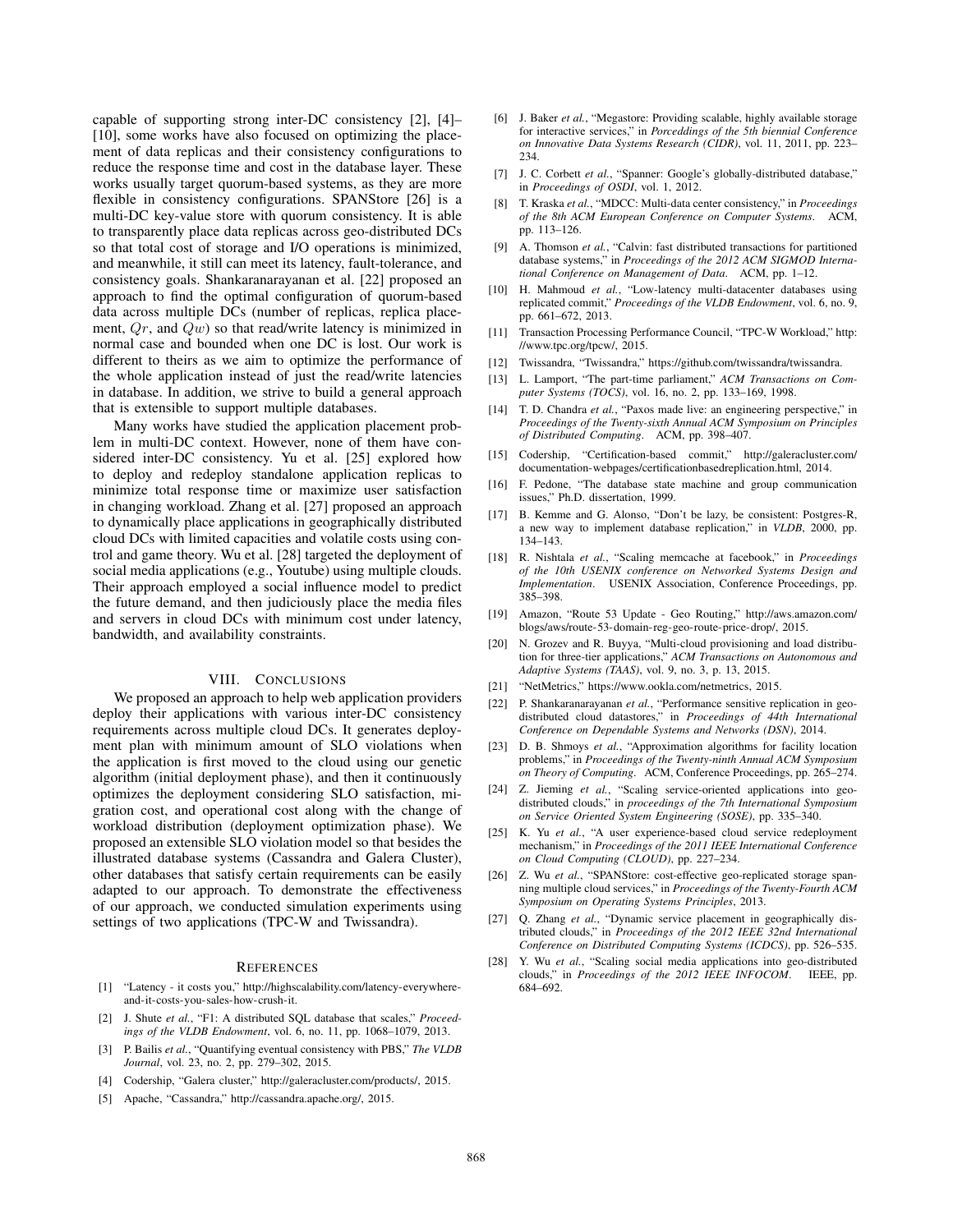capable of supporting strong inter-DC consistency [2], [4]–[10], some works have also focused on optimizing the placement of data replicas and their consistency configurations to reduce the response time and cost in the database layer. These works usually target quorum-based systems, as they are more flexible in consistency configurations. SPANStore [26] is a multi-DC key-value store with quorum consistency. It is able to transparently place data replicas across geo-distributed DCs so that total cost of storage and I/O operations is minimized, and meanwhile, it still can meet its latency, fault-tolerance, and consistency goals. Shankaranarayanan et al. [22] proposed an approach to find the optimal configuration of quorum-based data across multiple DCs (number of replicas, replica placement, $Qr$, and $Qw$) so that read/write latency is minimized in normal case and bounded when one DC is lost. Our work is different to theirs as we aim to optimize the performance of the whole application instead of just the read/write latencies in database. In addition, we strive to build a general approach that is extensible to support multiple databases.

Many works have studied the application placement problem in multi-DC context. However, none of them have considered inter-DC consistency. Yu et al. [25] explored how to deploy and redeploy standalone application replicas to minimize total response time or maximize user satisfaction in changing workload. Zhang et al. [27] proposed an approach to dynamically place applications in geographically distributed cloud DCs with limited capacities and volatile costs using control and game theory. Wu et al. [28] targeted the deployment of social media applications (e.g., Youtube) using multiple clouds. Their approach employed a social influence model to predict the future demand, and then judiciously place the media files and servers in cloud DCs with minimum cost under latency, bandwidth, and availability constraints.

## VIII. Conclusions

We proposed an approach to help web application providers deploy their applications with various inter-DC consistency requirements across multiple cloud DCs. It generates deployment plan with minimum amount of SLO violations when the application is first moved to the cloud using our genetic algorithm (initial deployment phase), and then it continuously optimizes the deployment considering SLO satisfaction, migration cost, and operational cost along with the change of workload distribution (deployment optimization phase). We proposed an extensible SLO violation model so that besides the illustrated database systems (Cassandra and Galera Cluster), other databases that satisfy certain requirements can be easily adapted to our approach. To demonstrate the effectiveness of our approach, we conducted simulation experiments using settings of two applications (TPC-W and Twissandra).

## References

[1] "Latency - it costs you," http://highscalability.com/latency-everywhere-and-it-costs-you-sales-how-crush-it.

[2] J. Shute *et al.*, "F1: A distributed SQL database that scales," *Proceedings of the VLDB Endowment*, vol. 6, no. 11, pp. 1068–1079, 2013.

[3] P. Bailis *et al.*, "Quantifying eventual consistency with PBS," *The VLDB Journal*, vol. 23, no. 2, pp. 279–302, 2015.

[4] Codership, "Galera cluster," http://galeracluster.com/products/, 2015.

[5] Apache, "Cassandra," http://cassandra.apache.org/, 2015.

[6] J. Baker *et al.*, "Megastore: Providing scalable, highly available storage for interactive services," in *Porceddings of the 5th biennial Conference on Innovative Data Systems Research (CIDR)*, vol. 11, 2011, pp. 223–234.

[7] J. C. Corbett *et al.*, "Spanner: Google's globally-distributed database," in *Proceedings of OSDI*, vol. 1, 2012.

[8] T. Kraska *et al.*, "MDCC: Multi-data center consistency," in *Proceedings of the 8th ACM European Conference on Computer Systems*. ACM, pp. 113–126.

[9] A. Thomson *et al.*, "Calvin: fast distributed transactions for partitioned database systems," in *Proceedings of the 2012 ACM SIGMOD International Conference on Management of Data*. ACM, pp. 1–12.

[10] H. Mahmoud *et al.*, "Low-latency multi-datacenter databases using replicated commit," *Proceedings of the VLDB Endowment*, vol. 6, no. 9, pp. 661–672, 2013.

[11] Transaction Processing Performance Council, "TPC-W Workload," http://www.tpc.org/tpcw/, 2015.

[12] Twissandra, "Twissandra," https://github.com/twissandra/twissandra.

[13] L. Lamport, "The part-time parliament," *ACM Transactions on Computer Systems (TOCS)*, vol. 16, no. 2, pp. 133–169, 1998.

[14] T. D. Chandra *et al.*, "Paxos made live: an engineering perspective," in *Proceedings of the Twenty-sixth Annual ACM Symposium on Principles of Distributed Computing*. ACM, pp. 398–407.

[15] Codership, "Certification-based commit," http://galeracluster.com/documentation-webpages/certificationbasedreplication.html, 2014.

[16] F. Pedone, "The database state machine and group communication issues," Ph.D. dissertation, 1999.

[17] B. Kemme and G. Alonso, "Don't be lazy, be consistent: Postgres-R, a new way to implement database replication," in *VLDB*, 2000, pp. 134–143.

[18] R. Nishtala *et al.*, "Scaling memcache at facebook," in *Proceedings of the 10th USENIX conference on Networked Systems Design and Implementation*. USENIX Association, Conference Proceedings, pp. 385–398.

[19] Amazon, "Route 53 Update - Geo Routing," http://aws.amazon.com/blogs/aws/route-53-domain-reg-geo-route-price-drop/, 2015.

[20] N. Grozev and R. Buyya, "Multi-cloud provisioning and load distribution for three-tier applications," *ACM Transactions on Autonomous and Adaptive Systems (TAAS)*, vol. 9, no. 3, p. 13, 2015.

[21] "NetMetrics," https://www.ookla.com/netmetrics, 2015.

[22] P. Shankaranarayanan *et al.*, "Performance sensitive replication in geo-distributed cloud datastores," in *Proceedings of 44th International Conference on Dependable Systems and Networks (DSN)*, 2014.

[23] D. B. Shmoys *et al.*, "Approximation algorithms for facility location problems," in *Proceedings of the Twenty-ninth Annual ACM Symposium on Theory of Computing*. ACM, Conference Proceedings, pp. 265–274.

[24] Z. Jieming *et al.*, "Scaling service-oriented applications into geo-distributed clouds," in *proceedings of the 7th International Symposium on Service Oriented System Engineering (SOSE)*, pp. 335–340.

[25] K. Yu *et al.*, "A user experience-based cloud service redeployment mechanism," in *Proceedings of the 2011 IEEE International Conference on Cloud Computing (CLOUD)*, pp. 227–234.

[26] Z. Wu *et al.*, "SPANStore: cost-effective geo-replicated storage spanning multiple cloud services," in *Proceedings of the Twenty-Fourth ACM Symposium on Operating Systems Principles*, 2013.

[27] Q. Zhang *et al.*, "Dynamic service placement in geographically distributed clouds," in *Proceedings of the 2012 IEEE 32nd International Conference on Distributed Computing Systems (ICDCS)*, pp. 526–535.

[28] Y. Wu *et al.*, "Scaling social media applications into geo-distributed clouds," in *Proceedings of the 2012 IEEE INFOCOM*. IEEE, pp. 684–692.